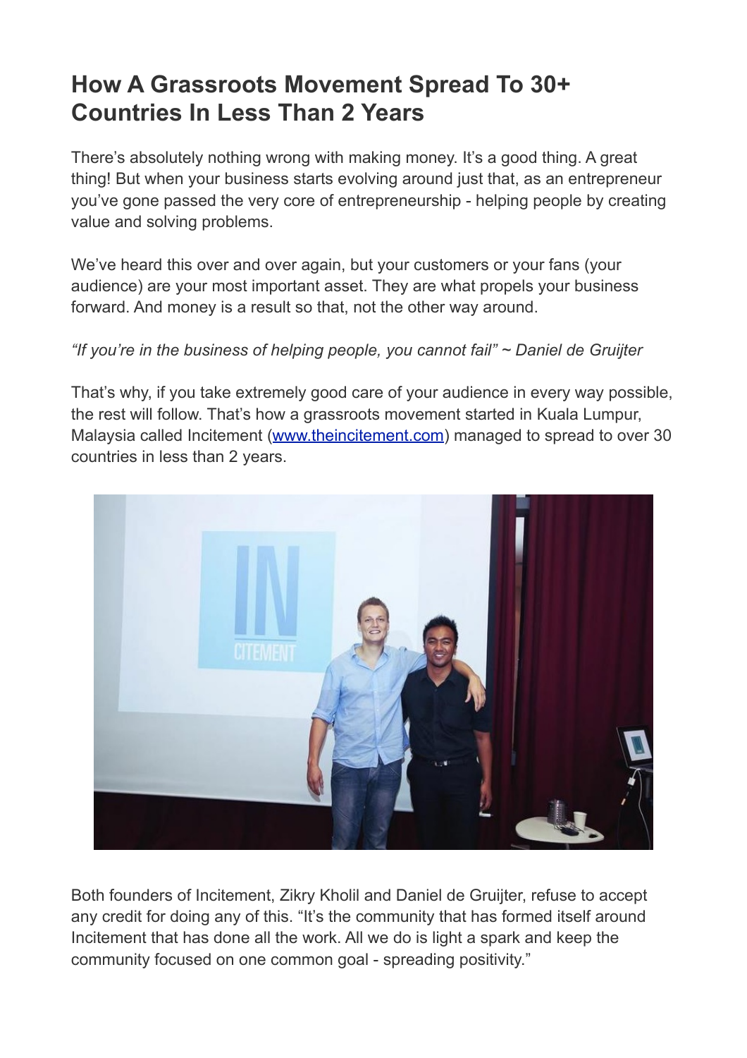# How A Grassroots Movement Spread To 30+ Countries In Less Than 2 Years

There's absolutely nothing wrong with making money. It's a good thing. A great thing! But when your business starts evolving around just that, as an entrepreneur you've gone passed the very core of entrepreneurship - helping people by creating value and solving problems.

We've heard this over and over again, but your customers or your fans (your audience) are your most important asset. They are what propels your business forward. And money is a result so that, not the other way around.

*"If you're in the business of helping people, you cannot fail" ~ Daniel de Gruijter*

That's why, if you take extremely good care of your audience in every way possible, the rest will follow. That's how a grassroots movement started in Kuala Lumpur, Malaysia called Incitement ([www.theincitement.com](http://www.theincitement.com)) managed to spread to over 30 countries in less than 2 years.

Both founders of Incitement, Zikry Kholil and Daniel de Gruijter, refuse to accept any credit for doing any of this. "It's the community that has formed itself around Incitement that has done all the work. All we do is light a spark and keep the community focused on one common goal - spreading positivity."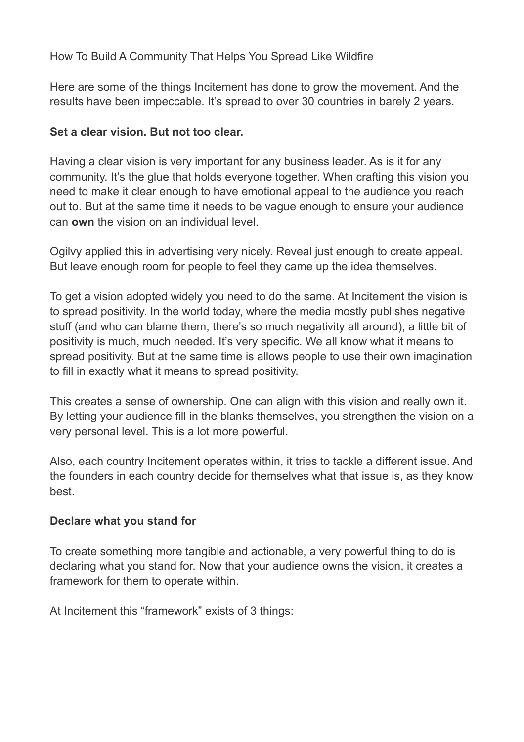How To Build A Community That Helps You Spread Like Wildfire

Here are some of the things Incitement has done to grow the movement. And the results have been impeccable. It's spread to over 30 countries in barely 2 years.

**Set a clear vision. But not too clear.**

Having a clear vision is very important for any business leader. As is it for any community. It's the glue that holds everyone together. When crafting this vision you need to make it clear enough to have emotional appeal to the audience you reach out to. But at the same time it needs to be vague enough to ensure your audience can **own** the vision on an individual level.

Ogilvy applied this in advertising very nicely. Reveal just enough to create appeal. But leave enough room for people to feel they came up the idea themselves.

To get a vision adopted widely you need to do the same. At Incitement the vision is to spread positivity. In the world today, where the media mostly publishes negative stuff (and who can blame them, there's so much negativity all around), a little bit of positivity is much, much needed. It's very specific. We all know what it means to spread positivity. But at the same time is allows people to use their own imagination to fill in exactly what it means to spread positivity.

This creates a sense of ownership. One can align with this vision and really own it. By letting your audience fill in the blanks themselves, you strengthen the vision on a very personal level. This is a lot more powerful.

Also, each country Incitement operates within, it tries to tackle a different issue. And the founders in each country decide for themselves what that issue is, as they know best.

**Declare what you stand for**

To create something more tangible and actionable, a very powerful thing to do is declaring what you stand for. Now that your audience owns the vision, it creates a framework for them to operate within.

At Incitement this "framework" exists of 3 things: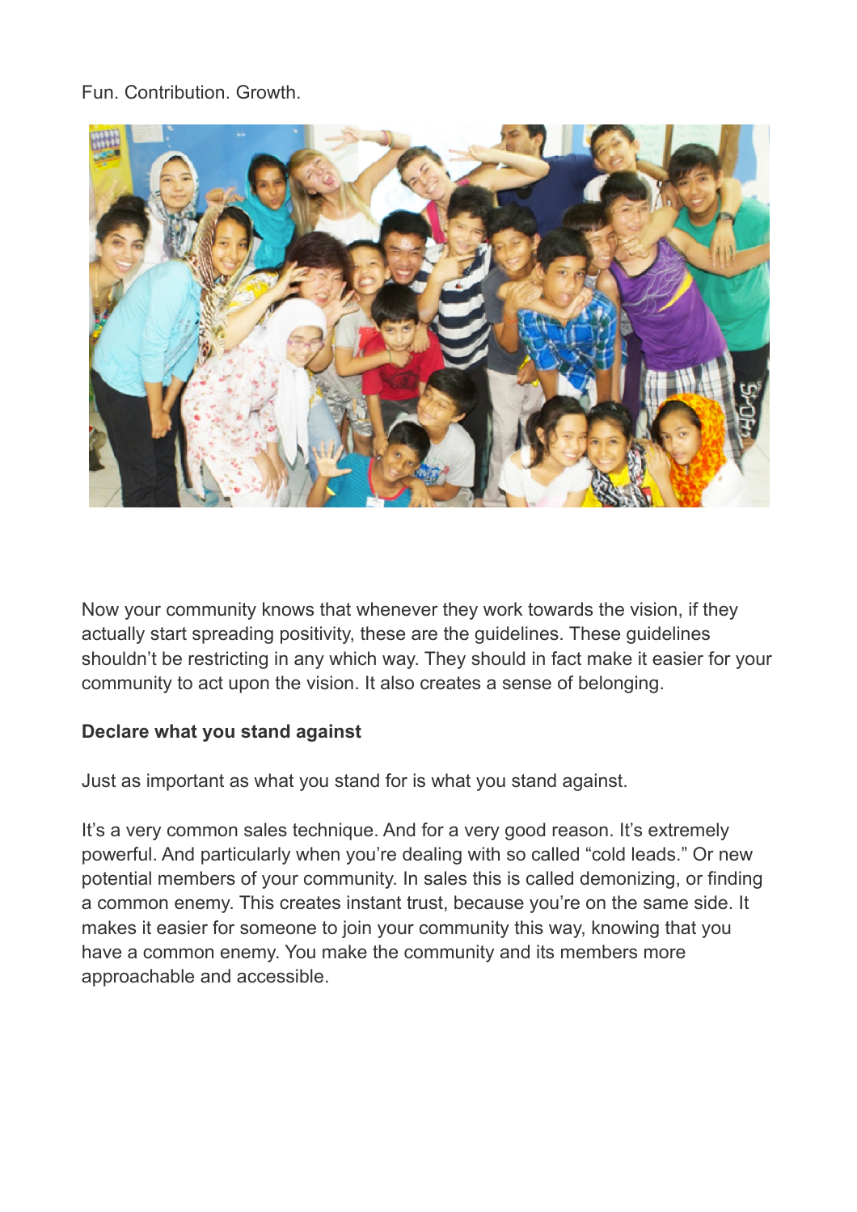Fun. Contribution. Growth.

Now your community knows that whenever they work towards the vision, if they actually start spreading positivity, these are the guidelines. These guidelines shouldn't be restricting in any which way. They should in fact make it easier for your community to act upon the vision. It also creates a sense of belonging.

**Declare what you stand against**

Just as important as what you stand for is what you stand against.

It's a very common sales technique. And for a very good reason. It's extremely powerful. And particularly when you're dealing with so called "cold leads." Or new potential members of your community. In sales this is called demonizing, or finding a common enemy. This creates instant trust, because you're on the same side. It makes it easier for someone to join your community this way, knowing that you have a common enemy. You make the community and its members more approachable and accessible.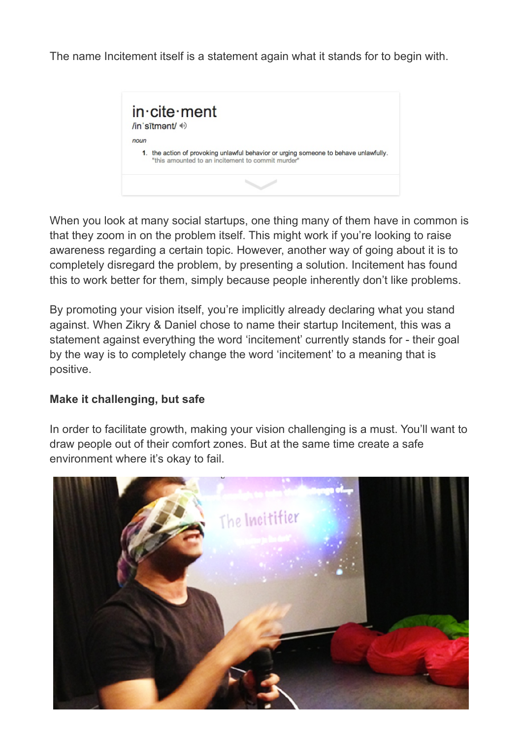The name Incitement itself is a statement again what it stands for to begin with.

> **in·cite·ment**
> /inˈsītmənt/
>
> *noun*
>
> 1. the action of provoking unlawful behavior or urging someone to behave unlawfully.
>    "this amounted to an incitement to commit murder"

When you look at many social startups, one thing many of them have in common is that they zoom in on the problem itself. This might work if you're looking to raise awareness regarding a certain topic. However, another way of going about it is to completely disregard the problem, by presenting a solution. Incitement has found this to work better for them, simply because people inherently don't like problems.

By promoting your vision itself, you're implicitly already declaring what you stand against. When Zikry & Daniel chose to name their startup Incitement, this was a statement against everything the word 'incitement' currently stands for - their goal by the way is to completely change the word 'incitement' to a meaning that is positive.

**Make it challenging, but safe**

In order to facilitate growth, making your vision challenging is a must. You'll want to draw people out of their comfort zones. But at the same time create a safe environment where it's okay to fail.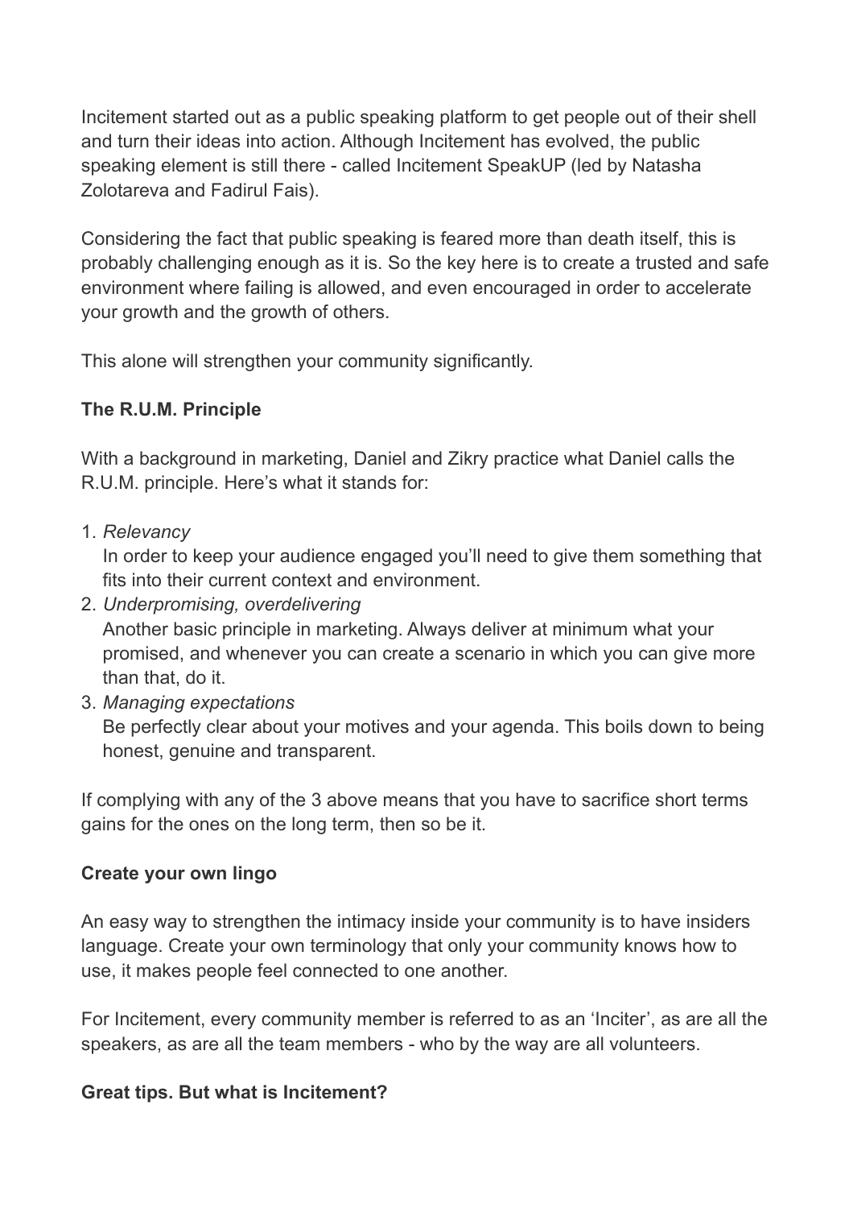Incitement started out as a public speaking platform to get people out of their shell and turn their ideas into action. Although Incitement has evolved, the public speaking element is still there - called Incitement SpeakUP (led by Natasha Zolotareva and Fadirul Fais).

Considering the fact that public speaking is feared more than death itself, this is probably challenging enough as it is. So the key here is to create a trusted and safe environment where failing is allowed, and even encouraged in order to accelerate your growth and the growth of others.

This alone will strengthen your community significantly.

**The R.U.M. Principle**

With a background in marketing, Daniel and Zikry practice what Daniel calls the R.U.M. principle. Here's what it stands for:

1. *Relevancy*
   In order to keep your audience engaged you'll need to give them something that fits into their current context and environment.
2. *Underpromising, overdelivering*
   Another basic principle in marketing. Always deliver at minimum what your promised, and whenever you can create a scenario in which you can give more than that, do it.
3. *Managing expectations*
   Be perfectly clear about your motives and your agenda. This boils down to being honest, genuine and transparent.

If complying with any of the 3 above means that you have to sacrifice short terms gains for the ones on the long term, then so be it.

**Create your own lingo**

An easy way to strengthen the intimacy inside your community is to have insiders language. Create your own terminology that only your community knows how to use, it makes people feel connected to one another.

For Incitement, every community member is referred to as an 'Inciter', as are all the speakers, as are all the team members - who by the way are all volunteers.

**Great tips. But what is Incitement?**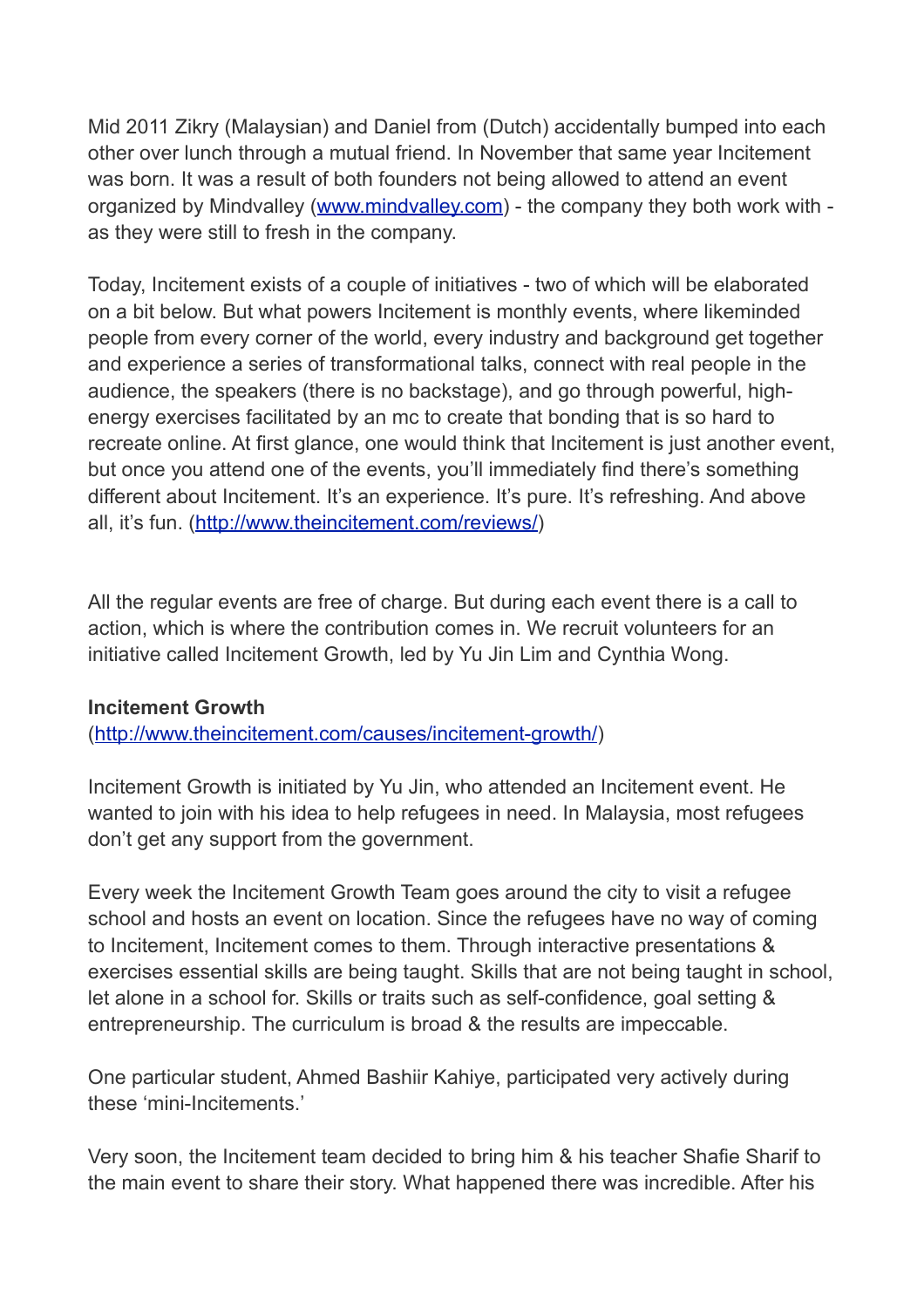Mid 2011 Zikry (Malaysian) and Daniel from (Dutch) accidentally bumped into each other over lunch through a mutual friend. In November that same year Incitement was born. It was a result of both founders not being allowed to attend an event organized by Mindvalley ([www.mindvalley.com](http://www.mindvalley.com)) - the company they both work with - as they were still to fresh in the company.

Today, Incitement exists of a couple of initiatives - two of which will be elaborated on a bit below. But what powers Incitement is monthly events, where likeminded people from every corner of the world, every industry and background get together and experience a series of transformational talks, connect with real people in the audience, the speakers (there is no backstage), and go through powerful, high-energy exercises facilitated by an mc to create that bonding that is so hard to recreate online. At first glance, one would think that Incitement is just another event, but once you attend one of the events, you'll immediately find there's something different about Incitement. It's an experience. It's pure. It's refreshing. And above all, it's fun. ([http://www.theincitement.com/reviews/](http://www.theincitement.com/reviews/))

All the regular events are free of charge. But during each event there is a call to action, which is where the contribution comes in. We recruit volunteers for an initiative called Incitement Growth, led by Yu Jin Lim and Cynthia Wong.

**Incitement Growth**
([http://www.theincitement.com/causes/incitement-growth/](http://www.theincitement.com/causes/incitement-growth/))

Incitement Growth is initiated by Yu Jin, who attended an Incitement event. He wanted to join with his idea to help refugees in need. In Malaysia, most refugees don't get any support from the government.

Every week the Incitement Growth Team goes around the city to visit a refugee school and hosts an event on location. Since the refugees have no way of coming to Incitement, Incitement comes to them. Through interactive presentations & exercises essential skills are being taught. Skills that are not being taught in school, let alone in a school for. Skills or traits such as self-confidence, goal setting & entrepreneurship. The curriculum is broad & the results are impeccable.

One particular student, Ahmed Bashiir Kahiye, participated very actively during these 'mini-Incitements.'

Very soon, the Incitement team decided to bring him & his teacher Shafie Sharif to the main event to share their story. What happened there was incredible. After his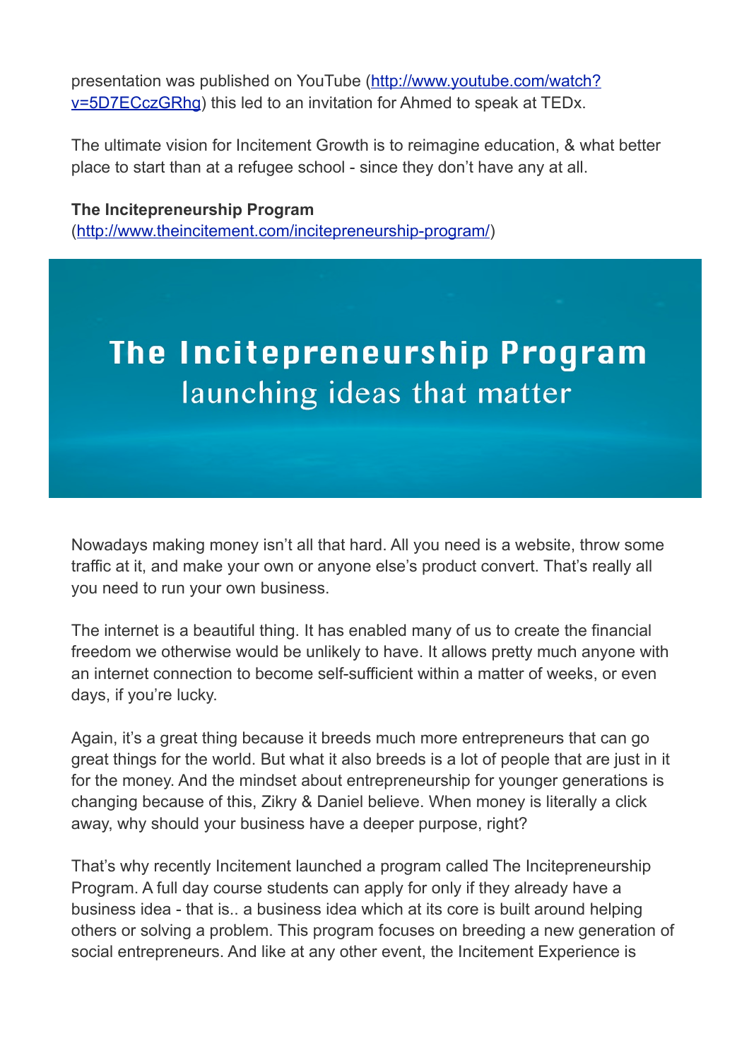presentation was published on YouTube (http://www.youtube.com/watch?v=5D7ECczGRhg) this led to an invitation for Ahmed to speak at TEDx.

The ultimate vision for Incitement Growth is to reimagine education, & what better place to start than at a refugee school - since they don't have any at all.

**The Incitepreneurship Program**
(http://www.theincitement.com/incitepreneurship-program/)

# The Incitepreneurship Program
launching ideas that matter

Nowadays making money isn't all that hard. All you need is a website, throw some traffic at it, and make your own or anyone else's product convert. That's really all you need to run your own business.

The internet is a beautiful thing. It has enabled many of us to create the financial freedom we otherwise would be unlikely to have. It allows pretty much anyone with an internet connection to become self-sufficient within a matter of weeks, or even days, if you're lucky.

Again, it's a great thing because it breeds much more entrepreneurs that can go great things for the world. But what it also breeds is a lot of people that are just in it for the money. And the mindset about entrepreneurship for younger generations is changing because of this, Zikry & Daniel believe. When money is literally a click away, why should your business have a deeper purpose, right?

That's why recently Incitement launched a program called The Incitepreneurship Program. A full day course students can apply for only if they already have a business idea - that is.. a business idea which at its core is built around helping others or solving a problem. This program focuses on breeding a new generation of social entrepreneurs. And like at any other event, the Incitement Experience is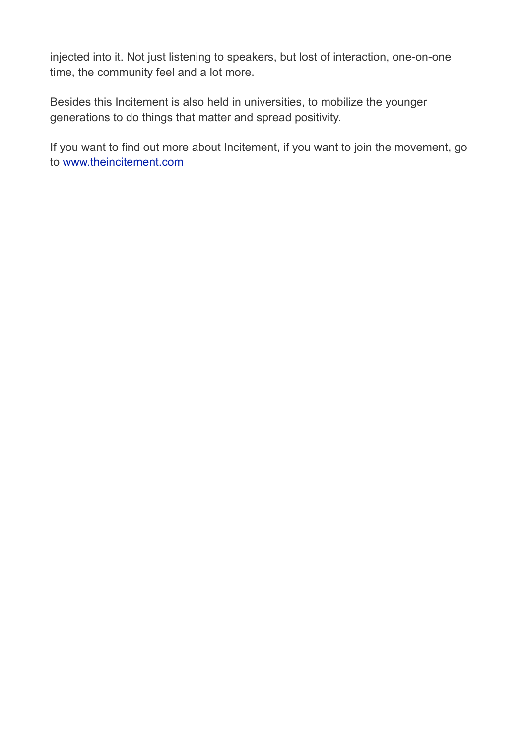injected into it. Not just listening to speakers, but lost of interaction, one-on-one time, the community feel and a lot more.

Besides this Incitement is also held in universities, to mobilize the younger generations to do things that matter and spread positivity.

If you want to find out more about Incitement, if you want to join the movement, go to [www.theincitement.com](http://www.theincitement.com)